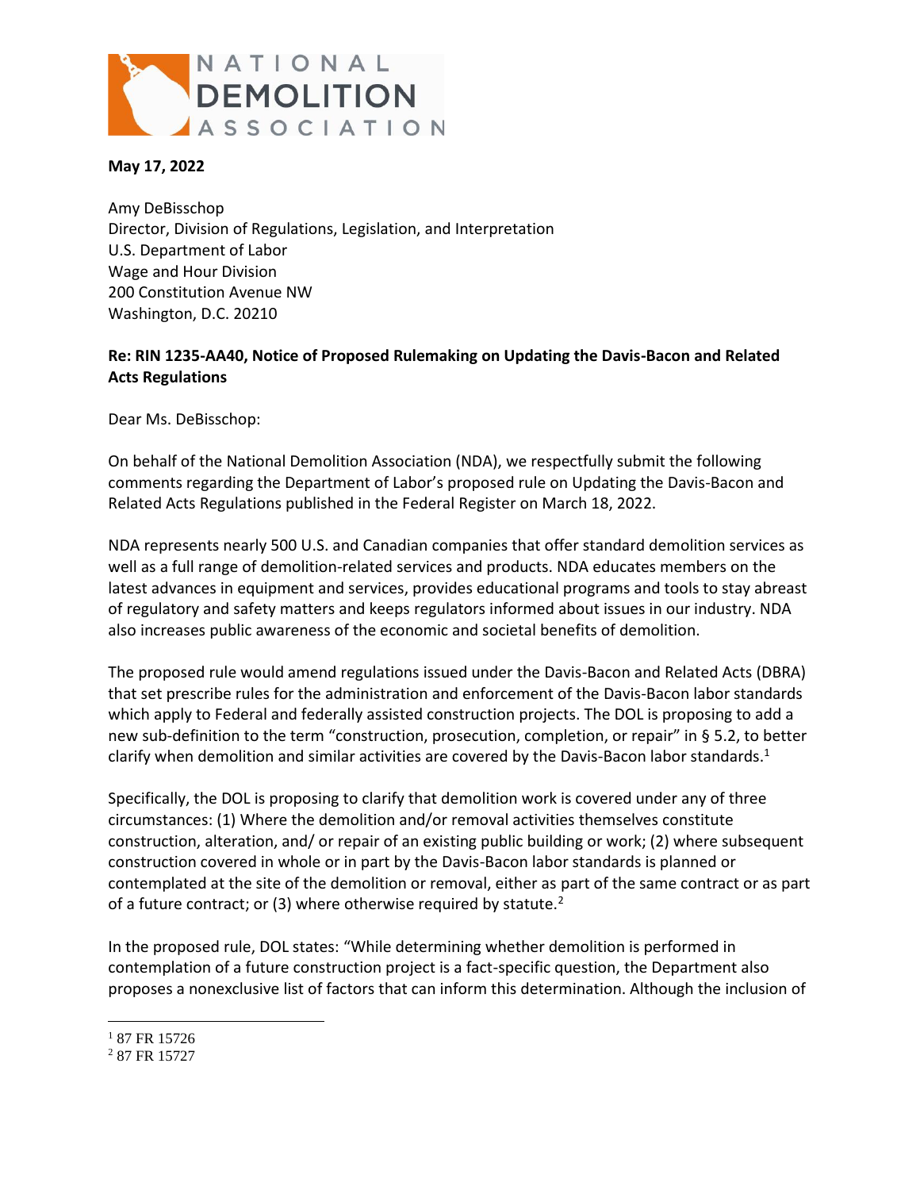NATIONAL DEMOLITION ASSOCIATION

**May 17, 2022**

Amy DeBisschop
Director, Division of Regulations, Legislation, and Interpretation
U.S. Department of Labor
Wage and Hour Division
200 Constitution Avenue NW
Washington, D.C. 20210

**Re: RIN 1235-AA40, Notice of Proposed Rulemaking on Updating the Davis-Bacon and Related Acts Regulations**

Dear Ms. DeBisschop:

On behalf of the National Demolition Association (NDA), we respectfully submit the following comments regarding the Department of Labor's proposed rule on Updating the Davis-Bacon and Related Acts Regulations published in the Federal Register on March 18, 2022.

NDA represents nearly 500 U.S. and Canadian companies that offer standard demolition services as well as a full range of demolition-related services and products. NDA educates members on the latest advances in equipment and services, provides educational programs and tools to stay abreast of regulatory and safety matters and keeps regulators informed about issues in our industry. NDA also increases public awareness of the economic and societal benefits of demolition.

The proposed rule would amend regulations issued under the Davis-Bacon and Related Acts (DBRA) that set prescribe rules for the administration and enforcement of the Davis-Bacon labor standards which apply to Federal and federally assisted construction projects. The DOL is proposing to add a new sub-definition to the term "construction, prosecution, completion, or repair" in § 5.2, to better clarify when demolition and similar activities are covered by the Davis-Bacon labor standards.[1]

Specifically, the DOL is proposing to clarify that demolition work is covered under any of three circumstances: (1) Where the demolition and/or removal activities themselves constitute construction, alteration, and/ or repair of an existing public building or work; (2) where subsequent construction covered in whole or in part by the Davis-Bacon labor standards is planned or contemplated at the site of the demolition or removal, either as part of the same contract or as part of a future contract; or (3) where otherwise required by statute.[2]

In the proposed rule, DOL states: "While determining whether demolition is performed in contemplation of a future construction project is a fact-specific question, the Department also proposes a nonexclusive list of factors that can inform this determination. Although the inclusion of

---

[1] 87 FR 15726
[2] 87 FR 15727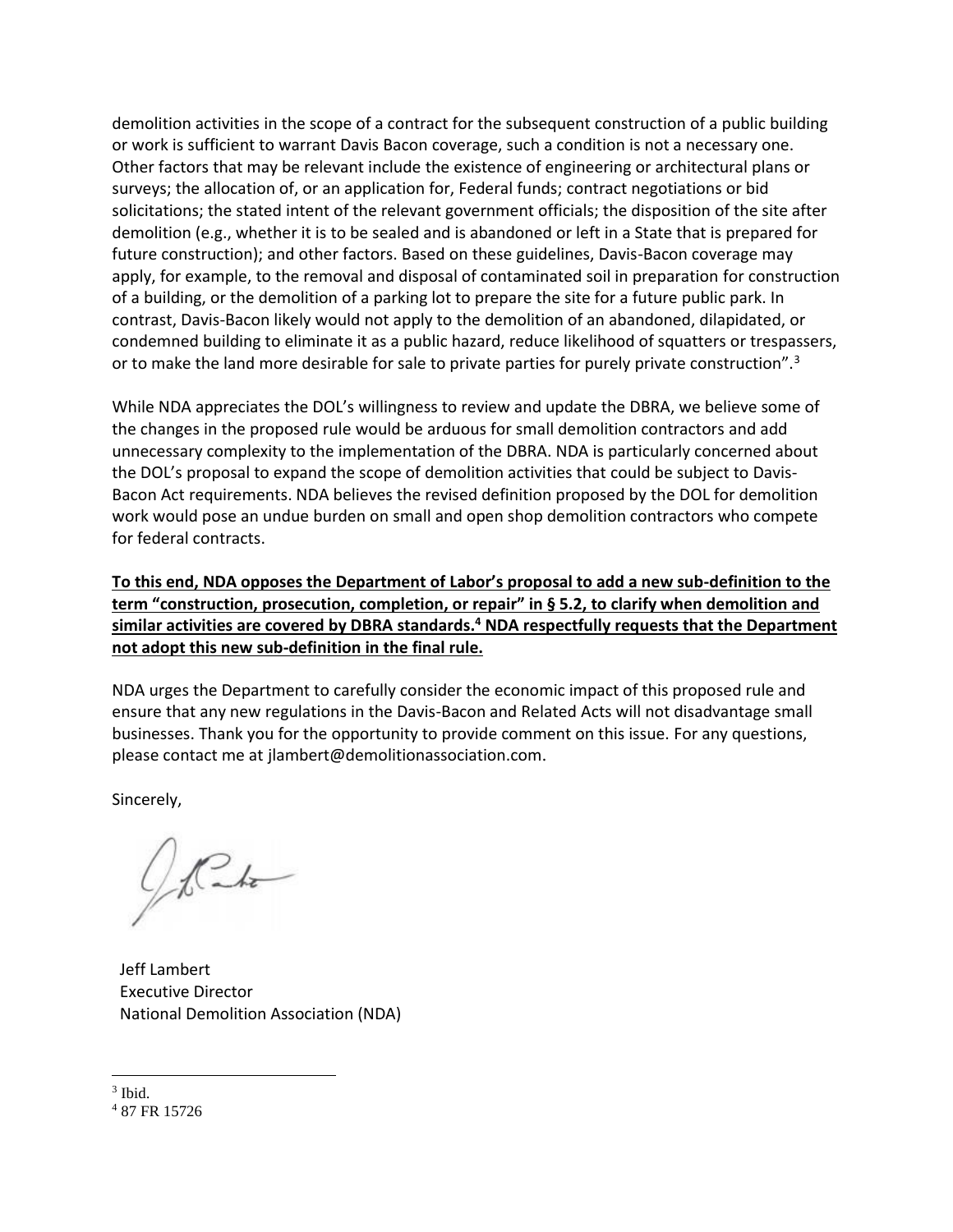demolition activities in the scope of a contract for the subsequent construction of a public building or work is sufficient to warrant Davis Bacon coverage, such a condition is not a necessary one. Other factors that may be relevant include the existence of engineering or architectural plans or surveys; the allocation of, or an application for, Federal funds; contract negotiations or bid solicitations; the stated intent of the relevant government officials; the disposition of the site after demolition (e.g., whether it is to be sealed and is abandoned or left in a State that is prepared for future construction); and other factors. Based on these guidelines, Davis-Bacon coverage may apply, for example, to the removal and disposal of contaminated soil in preparation for construction of a building, or the demolition of a parking lot to prepare the site for a future public park. In contrast, Davis-Bacon likely would not apply to the demolition of an abandoned, dilapidated, or condemned building to eliminate it as a public hazard, reduce likelihood of squatters or trespassers, or to make the land more desirable for sale to private parties for purely private construction".[3]

While NDA appreciates the DOL's willingness to review and update the DBRA, we believe some of the changes in the proposed rule would be arduous for small demolition contractors and add unnecessary complexity to the implementation of the DBRA. NDA is particularly concerned about the DOL's proposal to expand the scope of demolition activities that could be subject to Davis-Bacon Act requirements. NDA believes the revised definition proposed by the DOL for demolition work would pose an undue burden on small and open shop demolition contractors who compete for federal contracts.

**To this end, NDA opposes the Department of Labor's proposal to add a new sub-definition to the term "construction, prosecution, completion, or repair" in § 5.2, to clarify when demolition and similar activities are covered by DBRA standards.[4] NDA respectfully requests that the Department not adopt this new sub-definition in the final rule.**

NDA urges the Department to carefully consider the economic impact of this proposed rule and ensure that any new regulations in the Davis-Bacon and Related Acts will not disadvantage small businesses. Thank you for the opportunity to provide comment on this issue. For any questions, please contact me at jlambert@demolitionassociation.com.

Sincerely,

Jeff Lambert
Executive Director
National Demolition Association (NDA)

---

[3] Ibid.

[4] 87 FR 15726